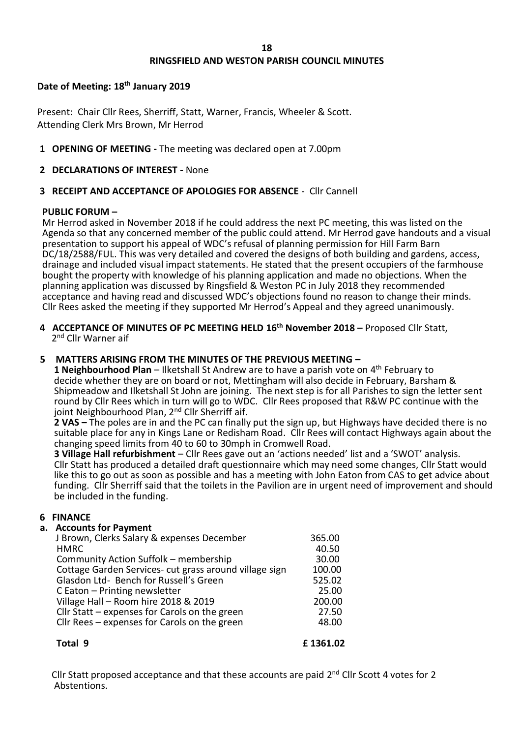# RINGSFIELD AND WESTON PARISH COUNCIL MINUTES

**Date of Meeting: 18th January 2019**

Present: Chair Cllr Rees, Sherriff, Statt, Warner, Francis, Wheeler & Scott.
Attending Clerk Mrs Brown, Mr Herrod

**1 OPENING OF MEETING -** The meeting was declared open at 7.00pm

**2 DECLARATIONS OF INTEREST -** None

**3 RECEIPT AND ACCEPTANCE OF APOLOGIES FOR ABSENCE** - Cllr Cannell

**PUBLIC FORUM –**

Mr Herrod asked in November 2018 if he could address the next PC meeting, this was listed on the Agenda so that any concerned member of the public could attend. Mr Herrod gave handouts and a visual presentation to support his appeal of WDC's refusal of planning permission for Hill Farm Barn DC/18/2588/FUL. This was very detailed and covered the designs of both building and gardens, access, drainage and included visual impact statements. He stated that the present occupiers of the farmhouse bought the property with knowledge of his planning application and made no objections. When the planning application was discussed by Ringsfield & Weston PC in July 2018 they recommended acceptance and having read and discussed WDC's objections found no reason to change their minds. Cllr Rees asked the meeting if they supported Mr Herrod's Appeal and they agreed unanimously.

**4 ACCEPTANCE OF MINUTES OF PC MEETING HELD 16th November 2018 –** Proposed Cllr Statt, 2nd Cllr Warner aif

**5 MATTERS ARISING FROM THE MINUTES OF THE PREVIOUS MEETING –**

**1 Neighbourhood Plan** – Ilketshall St Andrew are to have a parish vote on 4th February to decide whether they are on board or not, Mettingham will also decide in February, Barsham & Shipmeadow and Ilketshall St John are joining. The next step is for all Parishes to sign the letter sent round by Cllr Rees which in turn will go to WDC. Cllr Rees proposed that R&W PC continue with the joint Neighbourhood Plan, 2nd Cllr Sherriff aif.

**2 VAS –** The poles are in and the PC can finally put the sign up, but Highways have decided there is no suitable place for any in Kings Lane or Redisham Road. Cllr Rees will contact Highways again about the changing speed limits from 40 to 60 to 30mph in Cromwell Road.

**3 Village Hall refurbishment** – Cllr Rees gave out an 'actions needed' list and a 'SWOT' analysis. Cllr Statt has produced a detailed draft questionnaire which may need some changes, Cllr Statt would like this to go out as soon as possible and has a meeting with John Eaton from CAS to get advice about funding. Cllr Sherriff said that the toilets in the Pavilion are in urgent need of improvement and should be included in the funding.

**6 FINANCE**

**a. Accounts for Payment**

| | |
|---|---|
| J Brown, Clerks Salary & expenses December | 365.00 |
| HMRC | 40.50 |
| Community Action Suffolk – membership | 30.00 |
| Cottage Garden Services- cut grass around village sign | 100.00 |
| Glasdon Ltd- Bench for Russell's Green | 525.02 |
| C Eaton – Printing newsletter | 25.00 |
| Village Hall – Room hire 2018 & 2019 | 200.00 |
| Cllr Statt – expenses for Carols on the green | 27.50 |
| Cllr Rees – expenses for Carols on the green | 48.00 |
| **Total 9** | **£ 1361.02** |

Cllr Statt proposed acceptance and that these accounts are paid 2nd Cllr Scott 4 votes for 2 Abstentions.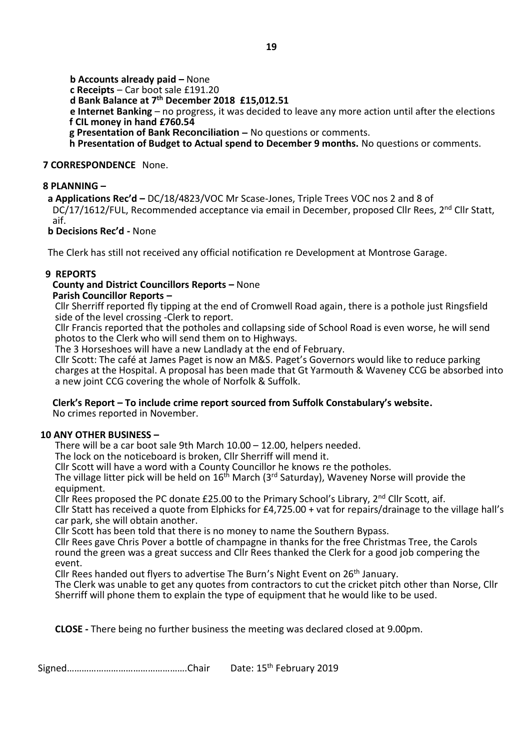**b Accounts already paid –** None

**c Receipts** – Car boot sale £191.20

**d Bank Balance at 7th December 2018 £15,012.51**

**e Internet Banking** – no progress, it was decided to leave any more action until after the elections

**f CIL money in hand £760.54**

**g Presentation of Bank Reconciliation –** No questions or comments.

**h Presentation of Budget to Actual spend to December 9 months.** No questions or comments.

**7 CORRESPONDENCE** None.

**8 PLANNING –**

**a Applications Rec'd –** DC/18/4823/VOC Mr Scase-Jones, Triple Trees VOC nos 2 and 8 of DC/17/1612/FUL, Recommended acceptance via email in December, proposed Cllr Rees, 2nd Cllr Statt, aif.

**b Decisions Rec'd -** None

The Clerk has still not received any official notification re Development at Montrose Garage.

**9 REPORTS**

**County and District Councillors Reports –** None

**Parish Councillor Reports –**

Cllr Sherriff reported fly tipping at the end of Cromwell Road again, there is a pothole just Ringsfield side of the level crossing -Clerk to report.

Cllr Francis reported that the potholes and collapsing side of School Road is even worse, he will send photos to the Clerk who will send them on to Highways.

The 3 Horseshoes will have a new Landlady at the end of February.

Cllr Scott: The café at James Paget is now an M&S. Paget's Governors would like to reduce parking charges at the Hospital. A proposal has been made that Gt Yarmouth & Waveney CCG be absorbed into a new joint CCG covering the whole of Norfolk & Suffolk.

**Clerk's Report – To include crime report sourced from Suffolk Constabulary's website.**

No crimes reported in November.

**10 ANY OTHER BUSINESS –**

There will be a car boot sale 9th March 10.00 – 12.00, helpers needed.

The lock on the noticeboard is broken, Cllr Sherriff will mend it.

Cllr Scott will have a word with a County Councillor he knows re the potholes.

The village litter pick will be held on 16th March (3rd Saturday), Waveney Norse will provide the equipment.

Cllr Rees proposed the PC donate £25.00 to the Primary School's Library, 2nd Cllr Scott, aif.

Cllr Statt has received a quote from Elphicks for £4,725.00 + vat for repairs/drainage to the village hall's car park, she will obtain another.

Cllr Scott has been told that there is no money to name the Southern Bypass.

Cllr Rees gave Chris Pover a bottle of champagne in thanks for the free Christmas Tree, the Carols round the green was a great success and Cllr Rees thanked the Clerk for a good job compering the event.

Cllr Rees handed out flyers to advertise The Burn's Night Event on 26th January.

The Clerk was unable to get any quotes from contractors to cut the cricket pitch other than Norse, Cllr Sherriff will phone them to explain the type of equipment that he would like to be used.

**CLOSE -** There being no further business the meeting was declared closed at 9.00pm.

Signed……………………………………….Chair Date: 15th February 2019